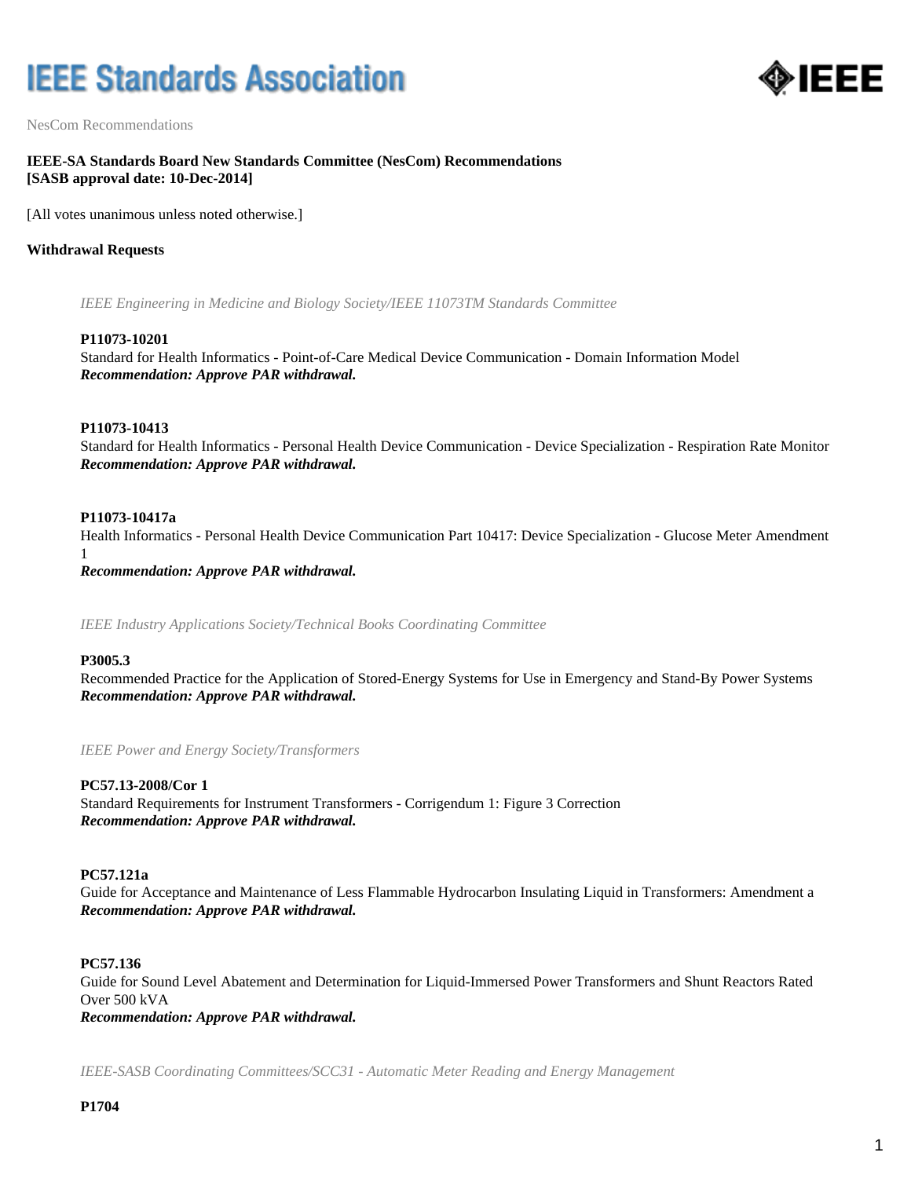# IEEE Standards Association

NesCom Recommendations

**IEEE-SA Standards Board New Standards Committee (NesCom) Recommendations**
**[SASB approval date: 10-Dec-2014]**

[All votes unanimous unless noted otherwise.]

**Withdrawal Requests**

*IEEE Engineering in Medicine and Biology Society/IEEE 11073TM Standards Committee*

**P11073-10201**
Standard for Health Informatics - Point-of-Care Medical Device Communication - Domain Information Model
***Recommendation: Approve PAR withdrawal.***

**P11073-10413**
Standard for Health Informatics - Personal Health Device Communication - Device Specialization - Respiration Rate Monitor
***Recommendation: Approve PAR withdrawal.***

**P11073-10417a**
Health Informatics - Personal Health Device Communication Part 10417: Device Specialization - Glucose Meter Amendment 1
***Recommendation: Approve PAR withdrawal.***

*IEEE Industry Applications Society/Technical Books Coordinating Committee*

**P3005.3**
Recommended Practice for the Application of Stored-Energy Systems for Use in Emergency and Stand-By Power Systems
***Recommendation: Approve PAR withdrawal.***

*IEEE Power and Energy Society/Transformers*

**PC57.13-2008/Cor 1**
Standard Requirements for Instrument Transformers - Corrigendum 1: Figure 3 Correction
***Recommendation: Approve PAR withdrawal.***

**PC57.121a**
Guide for Acceptance and Maintenance of Less Flammable Hydrocarbon Insulating Liquid in Transformers: Amendment a
***Recommendation: Approve PAR withdrawal.***

**PC57.136**
Guide for Sound Level Abatement and Determination for Liquid-Immersed Power Transformers and Shunt Reactors Rated Over 500 kVA
***Recommendation: Approve PAR withdrawal.***

*IEEE-SASB Coordinating Committees/SCC31 - Automatic Meter Reading and Energy Management*

**P1704**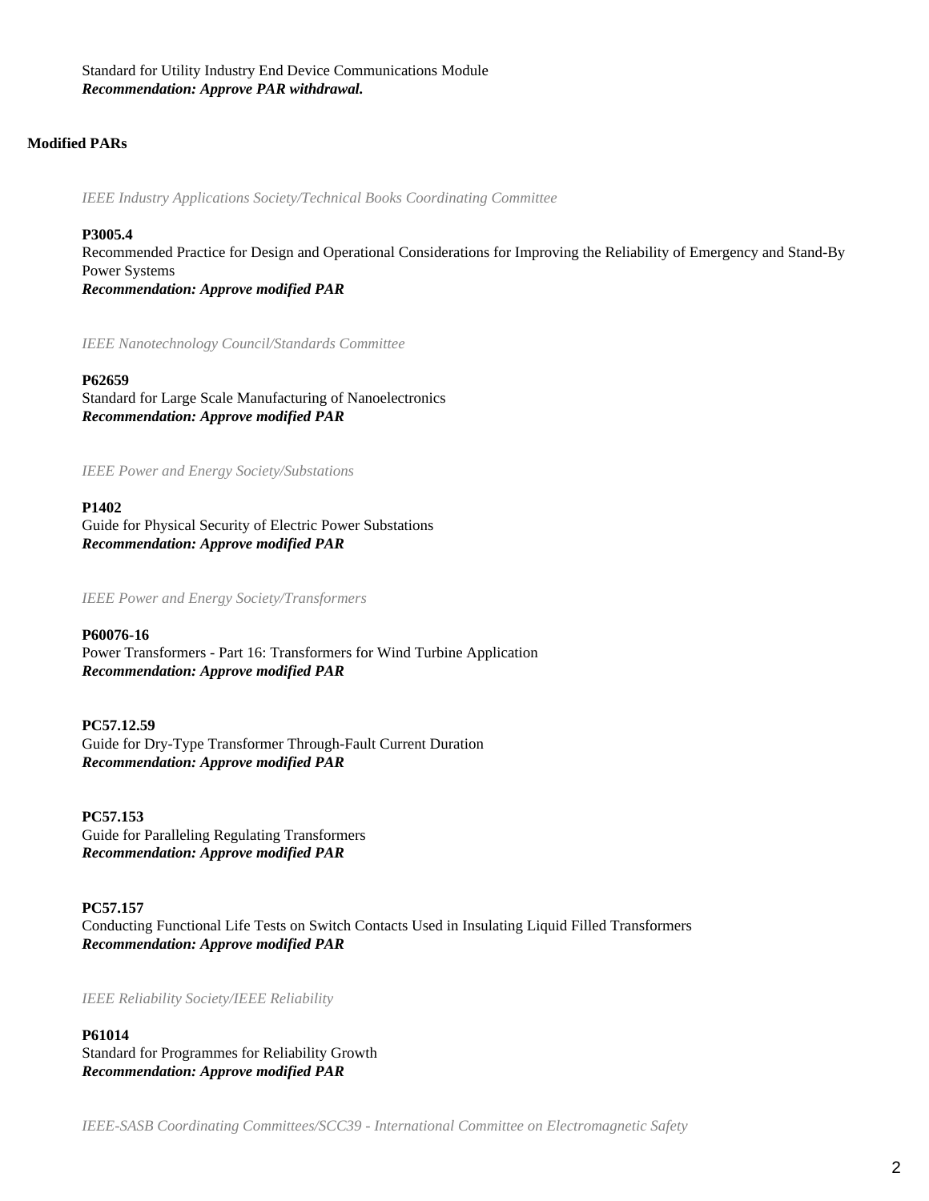Standard for Utility Industry End Device Communications Module
***Recommendation: Approve PAR withdrawal.***

**Modified PARs**

*IEEE Industry Applications Society/Technical Books Coordinating Committee*

**P3005.4**
Recommended Practice for Design and Operational Considerations for Improving the Reliability of Emergency and Stand-By Power Systems
***Recommendation: Approve modified PAR***

*IEEE Nanotechnology Council/Standards Committee*

**P62659**
Standard for Large Scale Manufacturing of Nanoelectronics
***Recommendation: Approve modified PAR***

*IEEE Power and Energy Society/Substations*

**P1402**
Guide for Physical Security of Electric Power Substations
***Recommendation: Approve modified PAR***

*IEEE Power and Energy Society/Transformers*

**P60076-16**
Power Transformers - Part 16: Transformers for Wind Turbine Application
***Recommendation: Approve modified PAR***

**PC57.12.59**
Guide for Dry-Type Transformer Through-Fault Current Duration
***Recommendation: Approve modified PAR***

**PC57.153**
Guide for Paralleling Regulating Transformers
***Recommendation: Approve modified PAR***

**PC57.157**
Conducting Functional Life Tests on Switch Contacts Used in Insulating Liquid Filled Transformers
***Recommendation: Approve modified PAR***

*IEEE Reliability Society/IEEE Reliability*

**P61014**
Standard for Programmes for Reliability Growth
***Recommendation: Approve modified PAR***

*IEEE-SASB Coordinating Committees/SCC39 - International Committee on Electromagnetic Safety*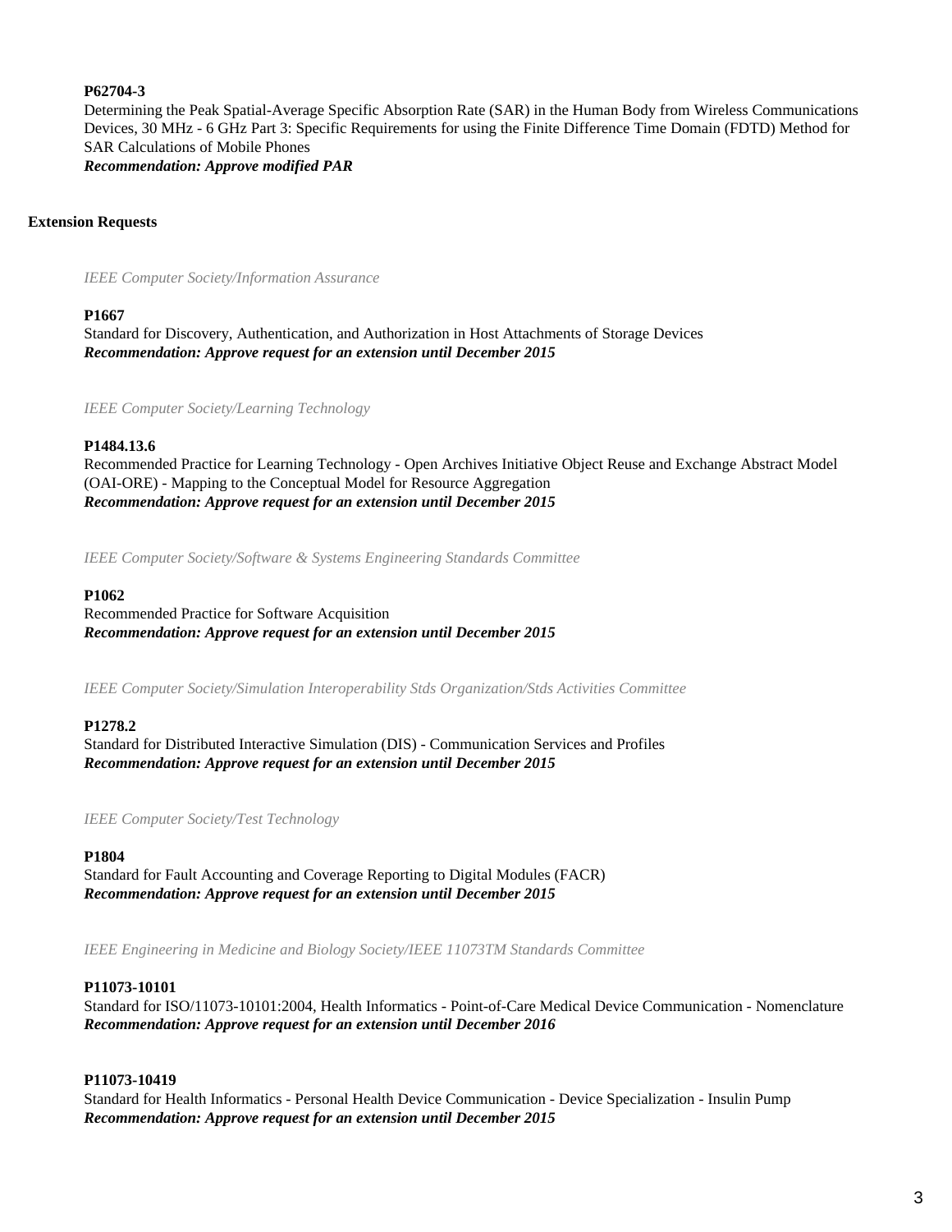**P62704-3**

Determining the Peak Spatial-Average Specific Absorption Rate (SAR) in the Human Body from Wireless Communications Devices, 30 MHz - 6 GHz Part 3: Specific Requirements for using the Finite Difference Time Domain (FDTD) Method for SAR Calculations of Mobile Phones

***Recommendation: Approve modified PAR***

**Extension Requests**

*IEEE Computer Society/Information Assurance*

**P1667**

Standard for Discovery, Authentication, and Authorization in Host Attachments of Storage Devices

***Recommendation: Approve request for an extension until December 2015***

*IEEE Computer Society/Learning Technology*

**P1484.13.6**

Recommended Practice for Learning Technology - Open Archives Initiative Object Reuse and Exchange Abstract Model (OAI-ORE) - Mapping to the Conceptual Model for Resource Aggregation

***Recommendation: Approve request for an extension until December 2015***

*IEEE Computer Society/Software & Systems Engineering Standards Committee*

**P1062**

Recommended Practice for Software Acquisition

***Recommendation: Approve request for an extension until December 2015***

*IEEE Computer Society/Simulation Interoperability Stds Organization/Stds Activities Committee*

**P1278.2**

Standard for Distributed Interactive Simulation (DIS) - Communication Services and Profiles

***Recommendation: Approve request for an extension until December 2015***

*IEEE Computer Society/Test Technology*

**P1804**

Standard for Fault Accounting and Coverage Reporting to Digital Modules (FACR)

***Recommendation: Approve request for an extension until December 2015***

*IEEE Engineering in Medicine and Biology Society/IEEE 11073TM Standards Committee*

**P11073-10101**

Standard for ISO/11073-10101:2004, Health Informatics - Point-of-Care Medical Device Communication - Nomenclature

***Recommendation: Approve request for an extension until December 2016***

**P11073-10419**

Standard for Health Informatics - Personal Health Device Communication - Device Specialization - Insulin Pump

***Recommendation: Approve request for an extension until December 2015***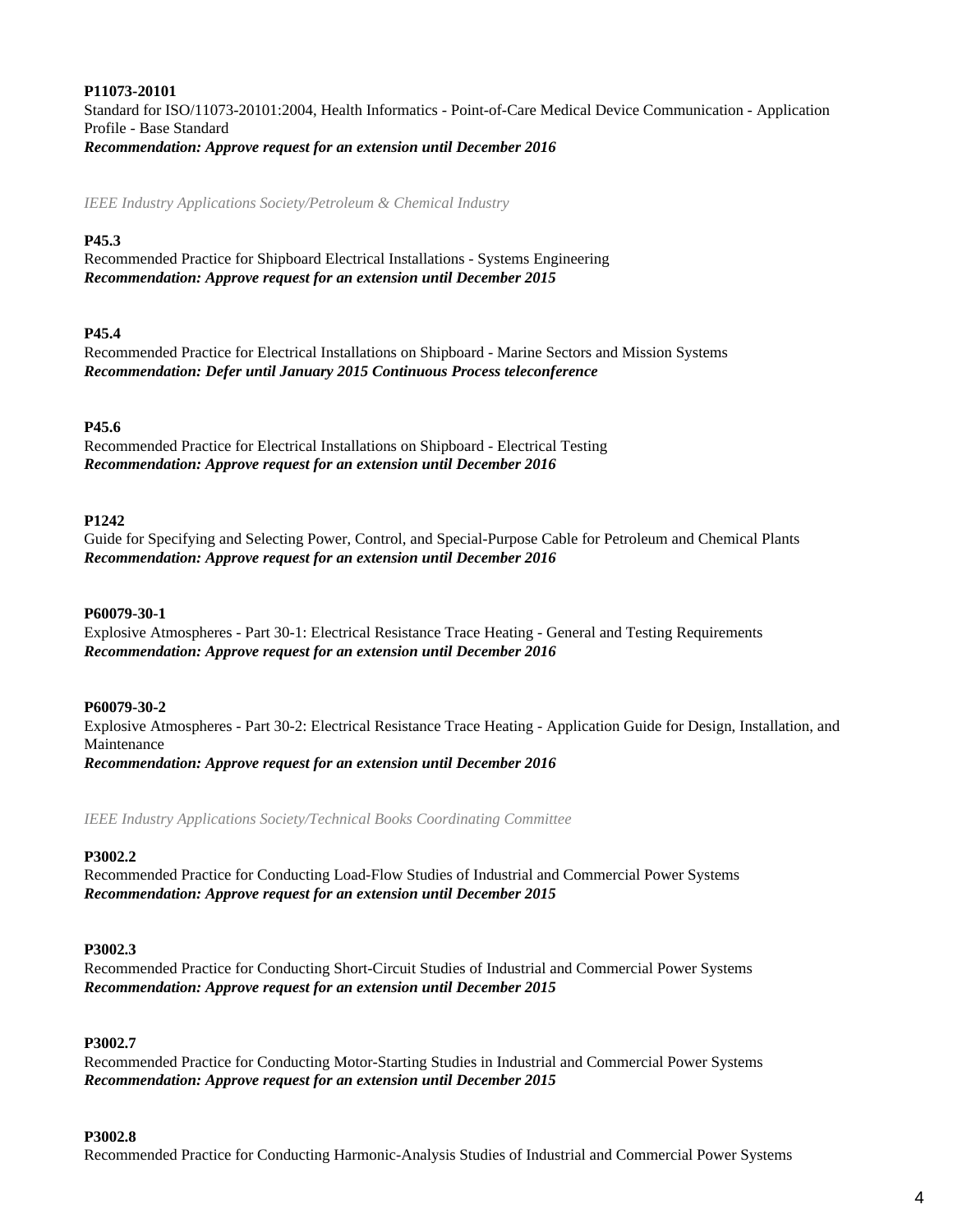**P11073-20101**
Standard for ISO/11073-20101:2004, Health Informatics - Point-of-Care Medical Device Communication - Application Profile - Base Standard
***Recommendation: Approve request for an extension until December 2016***

*IEEE Industry Applications Society/Petroleum & Chemical Industry*

**P45.3**
Recommended Practice for Shipboard Electrical Installations - Systems Engineering
***Recommendation: Approve request for an extension until December 2015***

**P45.4**
Recommended Practice for Electrical Installations on Shipboard - Marine Sectors and Mission Systems
***Recommendation: Defer until January 2015 Continuous Process teleconference***

**P45.6**
Recommended Practice for Electrical Installations on Shipboard - Electrical Testing
***Recommendation: Approve request for an extension until December 2016***

**P1242**
Guide for Specifying and Selecting Power, Control, and Special-Purpose Cable for Petroleum and Chemical Plants
***Recommendation: Approve request for an extension until December 2016***

**P60079-30-1**
Explosive Atmospheres - Part 30-1: Electrical Resistance Trace Heating - General and Testing Requirements
***Recommendation: Approve request for an extension until December 2016***

**P60079-30-2**
Explosive Atmospheres - Part 30-2: Electrical Resistance Trace Heating - Application Guide for Design, Installation, and Maintenance
***Recommendation: Approve request for an extension until December 2016***

*IEEE Industry Applications Society/Technical Books Coordinating Committee*

**P3002.2**
Recommended Practice for Conducting Load-Flow Studies of Industrial and Commercial Power Systems
***Recommendation: Approve request for an extension until December 2015***

**P3002.3**
Recommended Practice for Conducting Short-Circuit Studies of Industrial and Commercial Power Systems
***Recommendation: Approve request for an extension until December 2015***

**P3002.7**
Recommended Practice for Conducting Motor-Starting Studies in Industrial and Commercial Power Systems
***Recommendation: Approve request for an extension until December 2015***

**P3002.8**
Recommended Practice for Conducting Harmonic-Analysis Studies of Industrial and Commercial Power Systems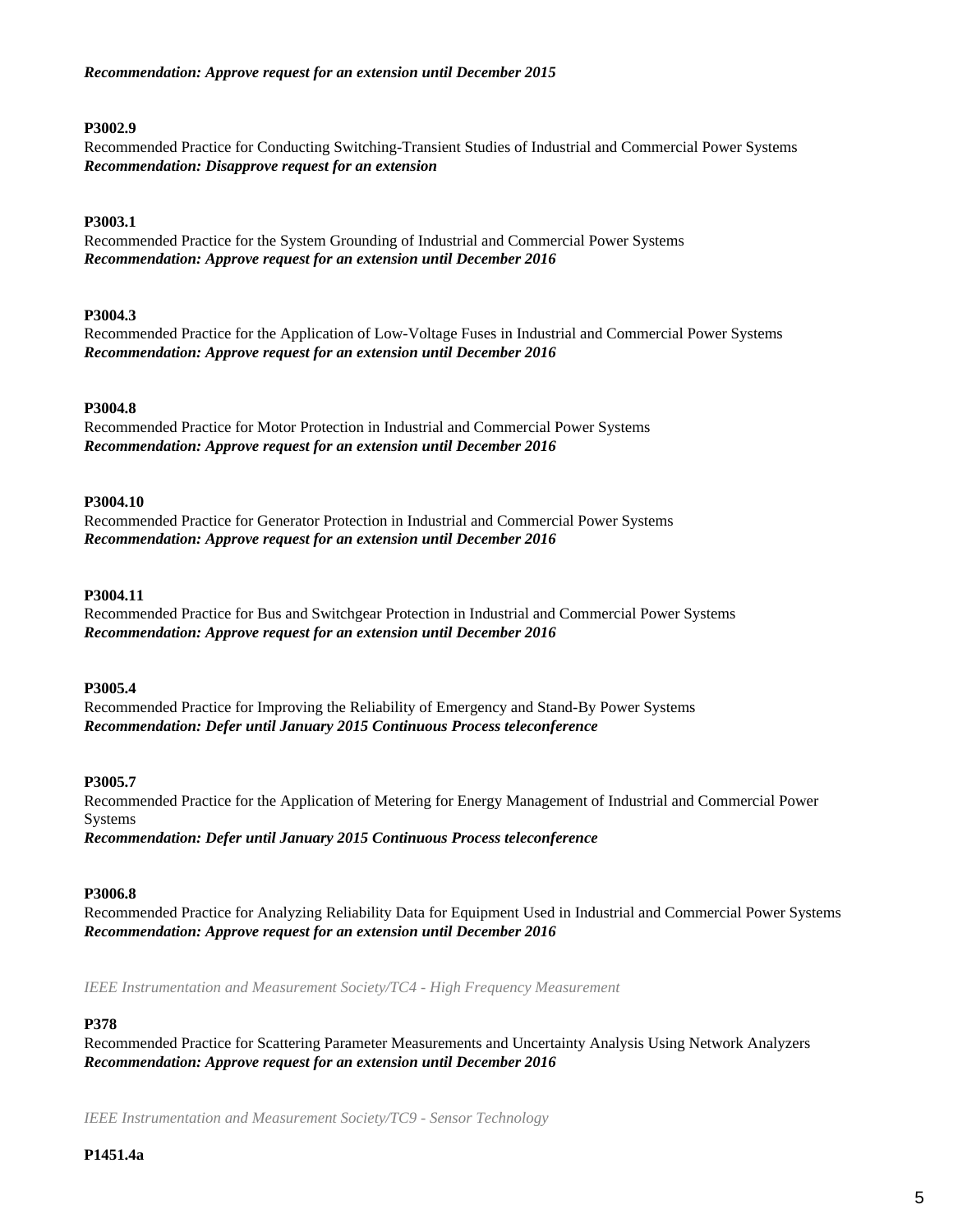***Recommendation: Approve request for an extension until December 2015***

**P3002.9**
Recommended Practice for Conducting Switching-Transient Studies of Industrial and Commercial Power Systems
***Recommendation: Disapprove request for an extension***

**P3003.1**
Recommended Practice for the System Grounding of Industrial and Commercial Power Systems
***Recommendation: Approve request for an extension until December 2016***

**P3004.3**
Recommended Practice for the Application of Low-Voltage Fuses in Industrial and Commercial Power Systems
***Recommendation: Approve request for an extension until December 2016***

**P3004.8**
Recommended Practice for Motor Protection in Industrial and Commercial Power Systems
***Recommendation: Approve request for an extension until December 2016***

**P3004.10**
Recommended Practice for Generator Protection in Industrial and Commercial Power Systems
***Recommendation: Approve request for an extension until December 2016***

**P3004.11**
Recommended Practice for Bus and Switchgear Protection in Industrial and Commercial Power Systems
***Recommendation: Approve request for an extension until December 2016***

**P3005.4**
Recommended Practice for Improving the Reliability of Emergency and Stand-By Power Systems
***Recommendation: Defer until January 2015 Continuous Process teleconference***

**P3005.7**
Recommended Practice for the Application of Metering for Energy Management of Industrial and Commercial Power Systems
***Recommendation: Defer until January 2015 Continuous Process teleconference***

**P3006.8**
Recommended Practice for Analyzing Reliability Data for Equipment Used in Industrial and Commercial Power Systems
***Recommendation: Approve request for an extension until December 2016***

*IEEE Instrumentation and Measurement Society/TC4 - High Frequency Measurement*

**P378**
Recommended Practice for Scattering Parameter Measurements and Uncertainty Analysis Using Network Analyzers
***Recommendation: Approve request for an extension until December 2016***

*IEEE Instrumentation and Measurement Society/TC9 - Sensor Technology*

**P1451.4a**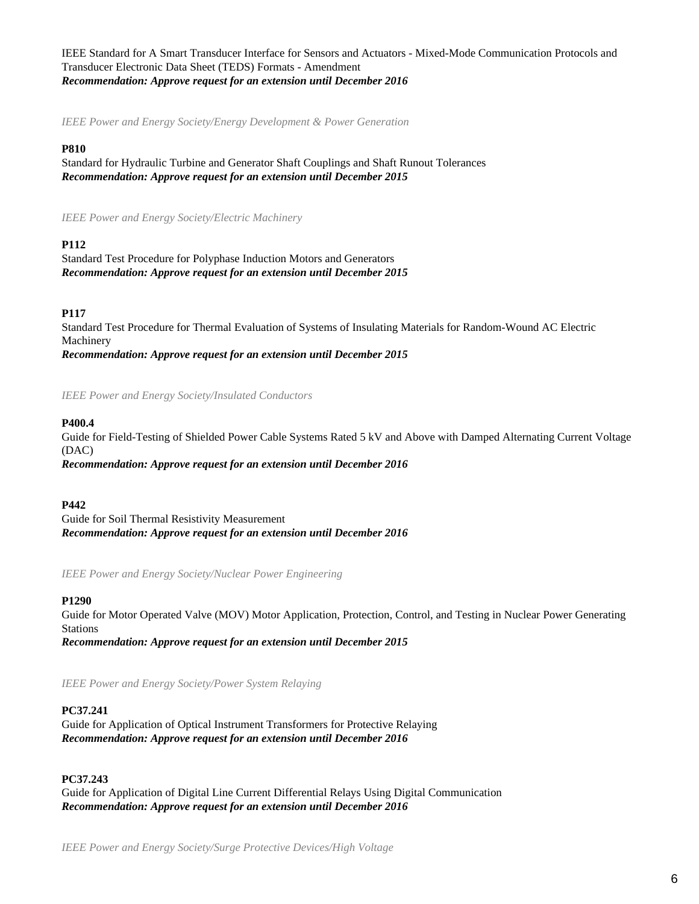IEEE Standard for A Smart Transducer Interface for Sensors and Actuators - Mixed-Mode Communication Protocols and Transducer Electronic Data Sheet (TEDS) Formats - Amendment
***Recommendation: Approve request for an extension until December 2016***

*IEEE Power and Energy Society/Energy Development & Power Generation*

**P810**
Standard for Hydraulic Turbine and Generator Shaft Couplings and Shaft Runout Tolerances
***Recommendation: Approve request for an extension until December 2015***

*IEEE Power and Energy Society/Electric Machinery*

**P112**
Standard Test Procedure for Polyphase Induction Motors and Generators
***Recommendation: Approve request for an extension until December 2015***

**P117**
Standard Test Procedure for Thermal Evaluation of Systems of Insulating Materials for Random-Wound AC Electric Machinery
***Recommendation: Approve request for an extension until December 2015***

*IEEE Power and Energy Society/Insulated Conductors*

**P400.4**
Guide for Field-Testing of Shielded Power Cable Systems Rated 5 kV and Above with Damped Alternating Current Voltage (DAC)
***Recommendation: Approve request for an extension until December 2016***

**P442**
Guide for Soil Thermal Resistivity Measurement
***Recommendation: Approve request for an extension until December 2016***

*IEEE Power and Energy Society/Nuclear Power Engineering*

**P1290**
Guide for Motor Operated Valve (MOV) Motor Application, Protection, Control, and Testing in Nuclear Power Generating Stations
***Recommendation: Approve request for an extension until December 2015***

*IEEE Power and Energy Society/Power System Relaying*

**PC37.241**
Guide for Application of Optical Instrument Transformers for Protective Relaying
***Recommendation: Approve request for an extension until December 2016***

**PC37.243**
Guide for Application of Digital Line Current Differential Relays Using Digital Communication
***Recommendation: Approve request for an extension until December 2016***

*IEEE Power and Energy Society/Surge Protective Devices/High Voltage*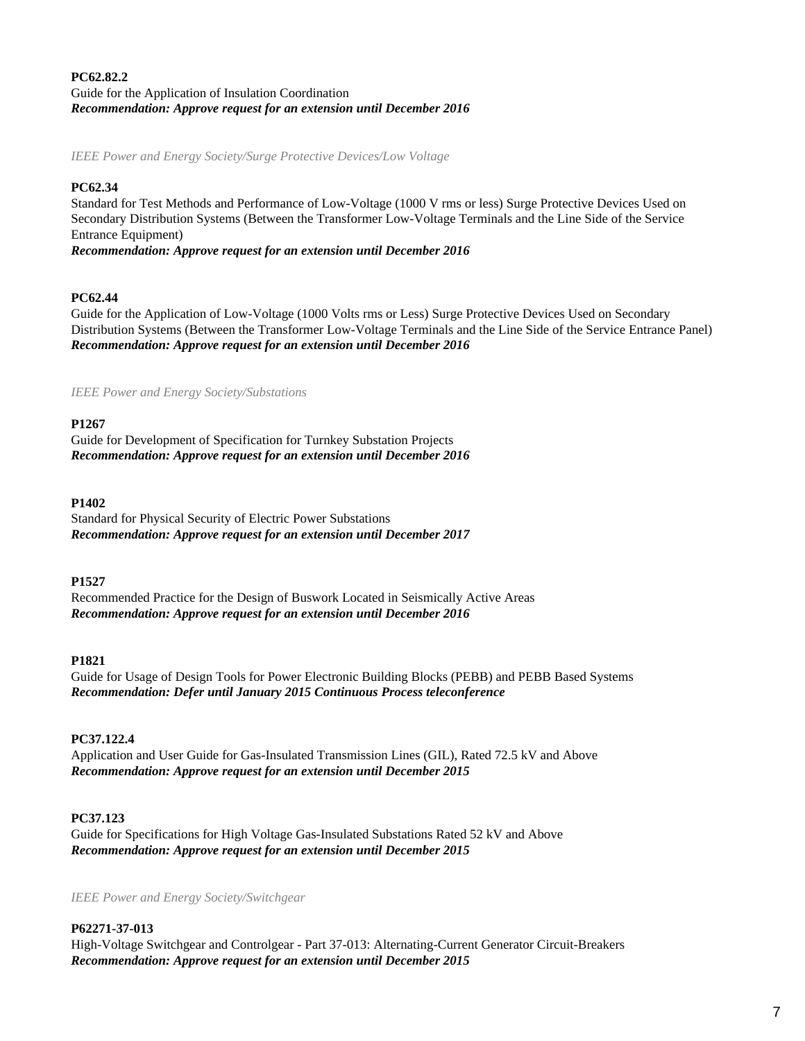**PC62.82.2**
Guide for the Application of Insulation Coordination
***Recommendation: Approve request for an extension until December 2016***

*IEEE Power and Energy Society/Surge Protective Devices/Low Voltage*

**PC62.34**
Standard for Test Methods and Performance of Low-Voltage (1000 V rms or less) Surge Protective Devices Used on Secondary Distribution Systems (Between the Transformer Low-Voltage Terminals and the Line Side of the Service Entrance Equipment)
***Recommendation: Approve request for an extension until December 2016***

**PC62.44**
Guide for the Application of Low-Voltage (1000 Volts rms or Less) Surge Protective Devices Used on Secondary Distribution Systems (Between the Transformer Low-Voltage Terminals and the Line Side of the Service Entrance Panel)
***Recommendation: Approve request for an extension until December 2016***

*IEEE Power and Energy Society/Substations*

**P1267**
Guide for Development of Specification for Turnkey Substation Projects
***Recommendation: Approve request for an extension until December 2016***

**P1402**
Standard for Physical Security of Electric Power Substations
***Recommendation: Approve request for an extension until December 2017***

**P1527**
Recommended Practice for the Design of Buswork Located in Seismically Active Areas
***Recommendation: Approve request for an extension until December 2016***

**P1821**
Guide for Usage of Design Tools for Power Electronic Building Blocks (PEBB) and PEBB Based Systems
***Recommendation: Defer until January 2015 Continuous Process teleconference***

**PC37.122.4**
Application and User Guide for Gas-Insulated Transmission Lines (GIL), Rated 72.5 kV and Above
***Recommendation: Approve request for an extension until December 2015***

**PC37.123**
Guide for Specifications for High Voltage Gas-Insulated Substations Rated 52 kV and Above
***Recommendation: Approve request for an extension until December 2015***

*IEEE Power and Energy Society/Switchgear*

**P62271-37-013**
High-Voltage Switchgear and Controlgear - Part 37-013: Alternating-Current Generator Circuit-Breakers
***Recommendation: Approve request for an extension until December 2015***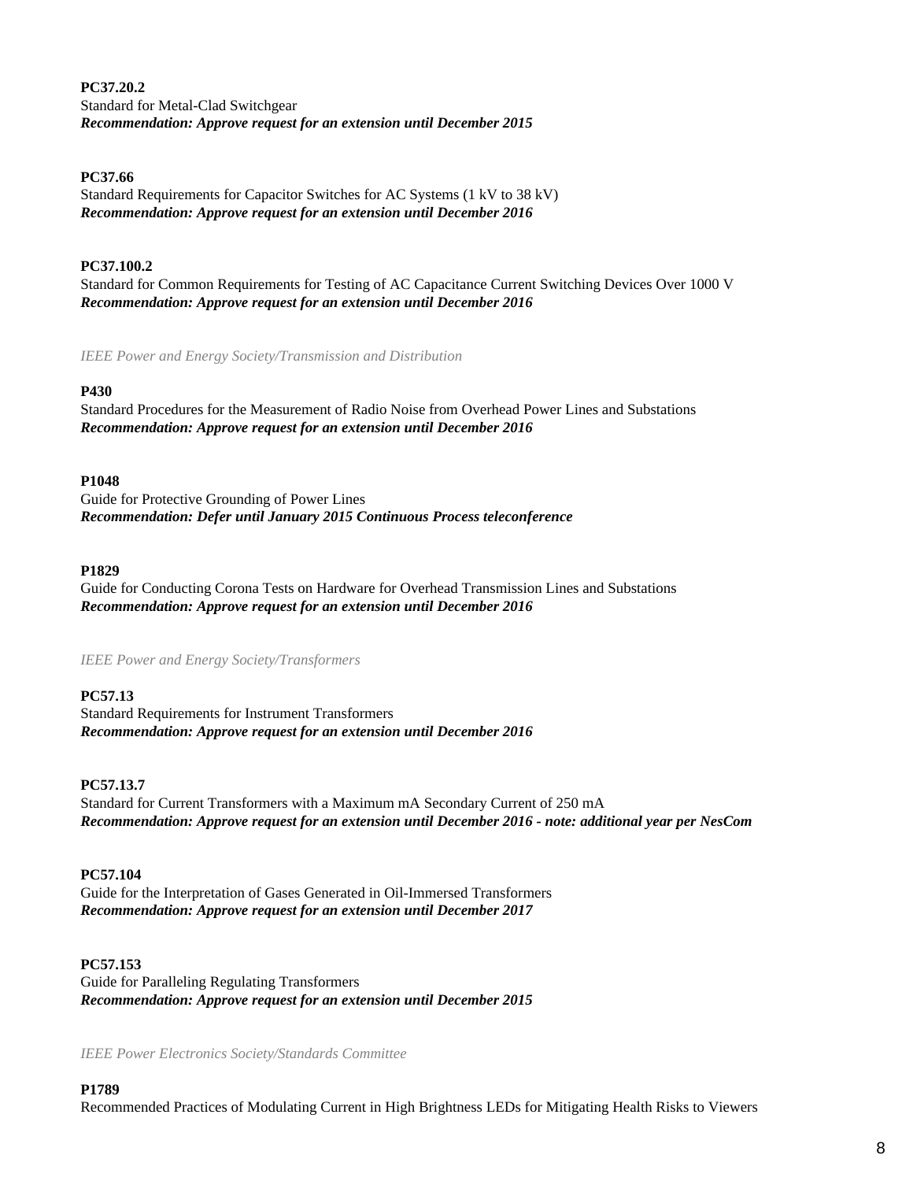**PC37.20.2**
Standard for Metal-Clad Switchgear
***Recommendation: Approve request for an extension until December 2015***

**PC37.66**
Standard Requirements for Capacitor Switches for AC Systems (1 kV to 38 kV)
***Recommendation: Approve request for an extension until December 2016***

**PC37.100.2**
Standard for Common Requirements for Testing of AC Capacitance Current Switching Devices Over 1000 V
***Recommendation: Approve request for an extension until December 2016***

*IEEE Power and Energy Society/Transmission and Distribution*

**P430**
Standard Procedures for the Measurement of Radio Noise from Overhead Power Lines and Substations
***Recommendation: Approve request for an extension until December 2016***

**P1048**
Guide for Protective Grounding of Power Lines
***Recommendation: Defer until January 2015 Continuous Process teleconference***

**P1829**
Guide for Conducting Corona Tests on Hardware for Overhead Transmission Lines and Substations
***Recommendation: Approve request for an extension until December 2016***

*IEEE Power and Energy Society/Transformers*

**PC57.13**
Standard Requirements for Instrument Transformers
***Recommendation: Approve request for an extension until December 2016***

**PC57.13.7**
Standard for Current Transformers with a Maximum mA Secondary Current of 250 mA
***Recommendation: Approve request for an extension until December 2016 - note: additional year per NesCom***

**PC57.104**
Guide for the Interpretation of Gases Generated in Oil-Immersed Transformers
***Recommendation: Approve request for an extension until December 2017***

**PC57.153**
Guide for Paralleling Regulating Transformers
***Recommendation: Approve request for an extension until December 2015***

*IEEE Power Electronics Society/Standards Committee*

**P1789**
Recommended Practices of Modulating Current in High Brightness LEDs for Mitigating Health Risks to Viewers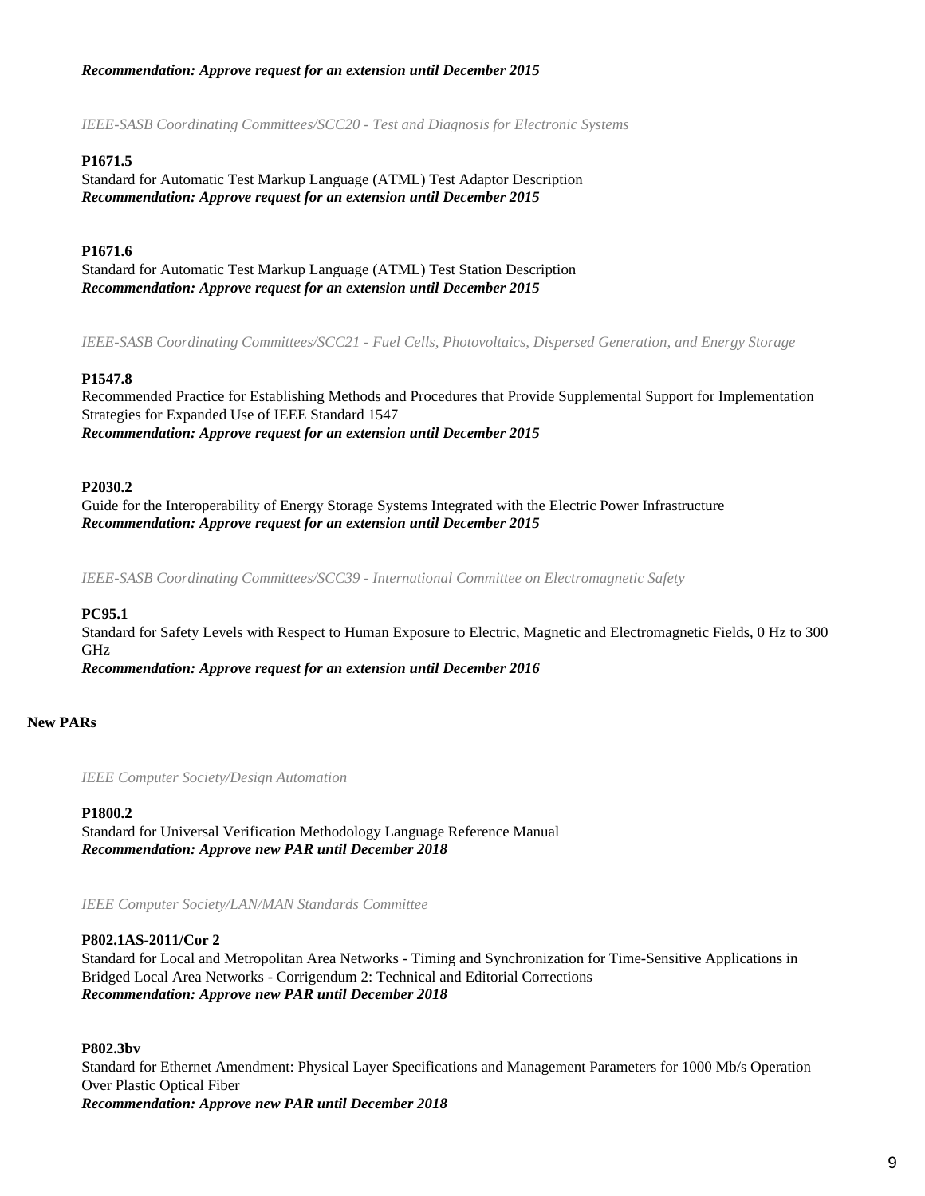***Recommendation: Approve request for an extension until December 2015***

*IEEE-SASB Coordinating Committees/SCC20 - Test and Diagnosis for Electronic Systems*

**P1671.5**
Standard for Automatic Test Markup Language (ATML) Test Adaptor Description
***Recommendation: Approve request for an extension until December 2015***

**P1671.6**
Standard for Automatic Test Markup Language (ATML) Test Station Description
***Recommendation: Approve request for an extension until December 2015***

*IEEE-SASB Coordinating Committees/SCC21 - Fuel Cells, Photovoltaics, Dispersed Generation, and Energy Storage*

**P1547.8**
Recommended Practice for Establishing Methods and Procedures that Provide Supplemental Support for Implementation Strategies for Expanded Use of IEEE Standard 1547
***Recommendation: Approve request for an extension until December 2015***

**P2030.2**
Guide for the Interoperability of Energy Storage Systems Integrated with the Electric Power Infrastructure
***Recommendation: Approve request for an extension until December 2015***

*IEEE-SASB Coordinating Committees/SCC39 - International Committee on Electromagnetic Safety*

**PC95.1**
Standard for Safety Levels with Respect to Human Exposure to Electric, Magnetic and Electromagnetic Fields, 0 Hz to 300 GHz
***Recommendation: Approve request for an extension until December 2016***

**New PARs**

*IEEE Computer Society/Design Automation*

**P1800.2**
Standard for Universal Verification Methodology Language Reference Manual
***Recommendation: Approve new PAR until December 2018***

*IEEE Computer Society/LAN/MAN Standards Committee*

**P802.1AS-2011/Cor 2**
Standard for Local and Metropolitan Area Networks - Timing and Synchronization for Time-Sensitive Applications in Bridged Local Area Networks - Corrigendum 2: Technical and Editorial Corrections
***Recommendation: Approve new PAR until December 2018***

**P802.3bv**
Standard for Ethernet Amendment: Physical Layer Specifications and Management Parameters for 1000 Mb/s Operation Over Plastic Optical Fiber
***Recommendation: Approve new PAR until December 2018***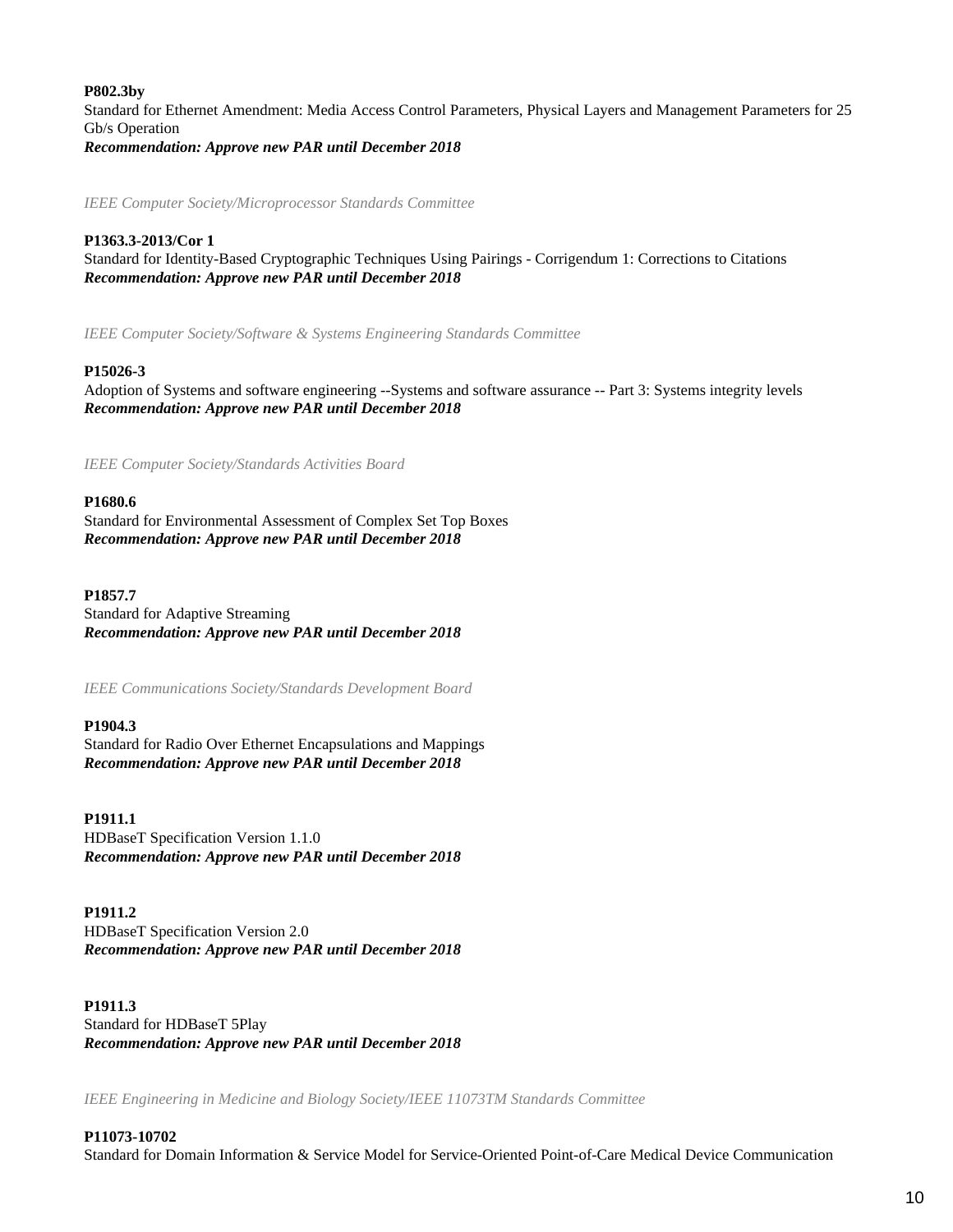**P802.3by**
Standard for Ethernet Amendment: Media Access Control Parameters, Physical Layers and Management Parameters for 25 Gb/s Operation
***Recommendation: Approve new PAR until December 2018***

*IEEE Computer Society/Microprocessor Standards Committee*

**P1363.3-2013/Cor 1**
Standard for Identity-Based Cryptographic Techniques Using Pairings - Corrigendum 1: Corrections to Citations
***Recommendation: Approve new PAR until December 2018***

*IEEE Computer Society/Software & Systems Engineering Standards Committee*

**P15026-3**
Adoption of Systems and software engineering --Systems and software assurance -- Part 3: Systems integrity levels
***Recommendation: Approve new PAR until December 2018***

*IEEE Computer Society/Standards Activities Board*

**P1680.6**
Standard for Environmental Assessment of Complex Set Top Boxes
***Recommendation: Approve new PAR until December 2018***

**P1857.7**
Standard for Adaptive Streaming
***Recommendation: Approve new PAR until December 2018***

*IEEE Communications Society/Standards Development Board*

**P1904.3**
Standard for Radio Over Ethernet Encapsulations and Mappings
***Recommendation: Approve new PAR until December 2018***

**P1911.1**
HDBaseT Specification Version 1.1.0
***Recommendation: Approve new PAR until December 2018***

**P1911.2**
HDBaseT Specification Version 2.0
***Recommendation: Approve new PAR until December 2018***

**P1911.3**
Standard for HDBaseT 5Play
***Recommendation: Approve new PAR until December 2018***

*IEEE Engineering in Medicine and Biology Society/IEEE 11073TM Standards Committee*

**P11073-10702**
Standard for Domain Information & Service Model for Service-Oriented Point-of-Care Medical Device Communication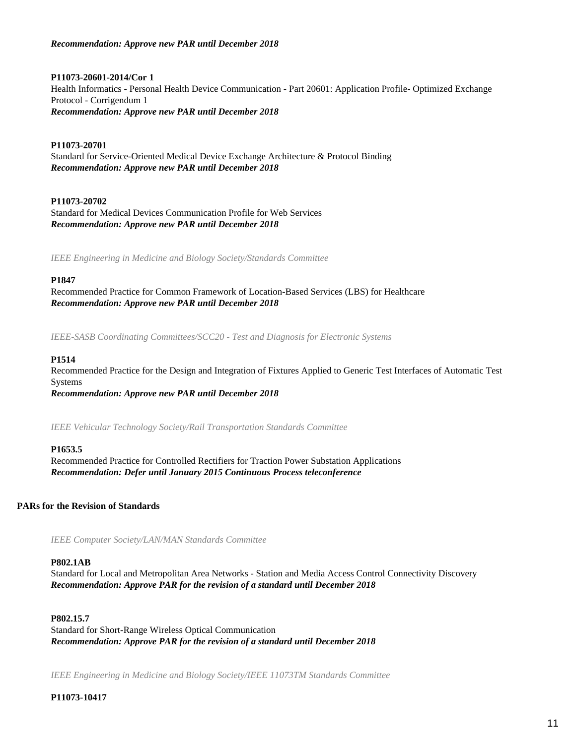***Recommendation: Approve new PAR until December 2018***

**P11073-20601-2014/Cor 1**
Health Informatics - Personal Health Device Communication - Part 20601: Application Profile- Optimized Exchange Protocol - Corrigendum 1
***Recommendation: Approve new PAR until December 2018***

**P11073-20701**
Standard for Service-Oriented Medical Device Exchange Architecture & Protocol Binding
***Recommendation: Approve new PAR until December 2018***

**P11073-20702**
Standard for Medical Devices Communication Profile for Web Services
***Recommendation: Approve new PAR until December 2018***

*IEEE Engineering in Medicine and Biology Society/Standards Committee*

**P1847**
Recommended Practice for Common Framework of Location-Based Services (LBS) for Healthcare
***Recommendation: Approve new PAR until December 2018***

*IEEE-SASB Coordinating Committees/SCC20 - Test and Diagnosis for Electronic Systems*

**P1514**
Recommended Practice for the Design and Integration of Fixtures Applied to Generic Test Interfaces of Automatic Test Systems
***Recommendation: Approve new PAR until December 2018***

*IEEE Vehicular Technology Society/Rail Transportation Standards Committee*

**P1653.5**
Recommended Practice for Controlled Rectifiers for Traction Power Substation Applications
***Recommendation: Defer until January 2015 Continuous Process teleconference***

**PARs for the Revision of Standards**

*IEEE Computer Society/LAN/MAN Standards Committee*

**P802.1AB**
Standard for Local and Metropolitan Area Networks - Station and Media Access Control Connectivity Discovery
***Recommendation: Approve PAR for the revision of a standard until December 2018***

**P802.15.7**
Standard for Short-Range Wireless Optical Communication
***Recommendation: Approve PAR for the revision of a standard until December 2018***

*IEEE Engineering in Medicine and Biology Society/IEEE 11073TM Standards Committee*

**P11073-10417**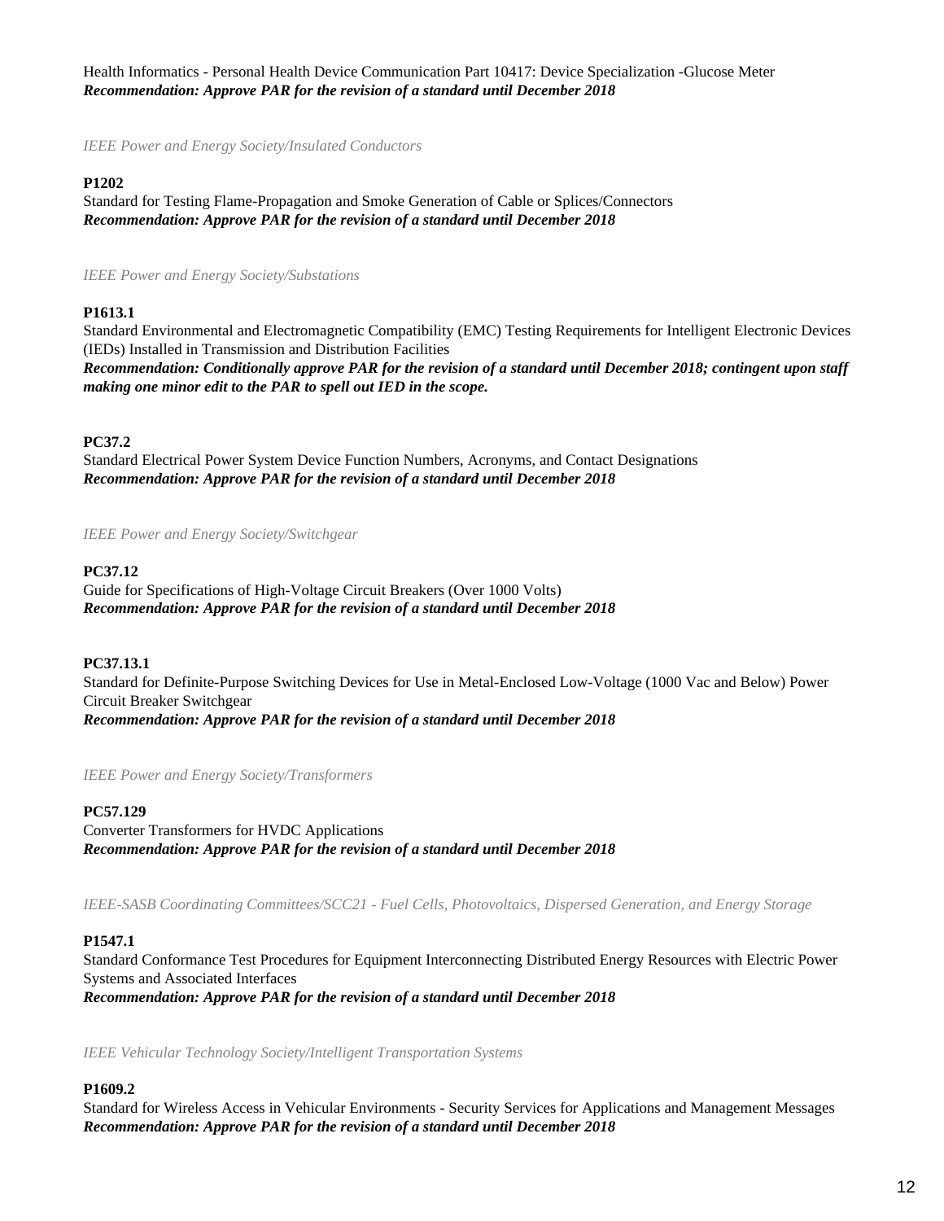Health Informatics - Personal Health Device Communication Part 10417: Device Specialization -Glucose Meter
***Recommendation: Approve PAR for the revision of a standard until December 2018***

*IEEE Power and Energy Society/Insulated Conductors*

**P1202**
Standard for Testing Flame-Propagation and Smoke Generation of Cable or Splices/Connectors
***Recommendation: Approve PAR for the revision of a standard until December 2018***

*IEEE Power and Energy Society/Substations*

**P1613.1**
Standard Environmental and Electromagnetic Compatibility (EMC) Testing Requirements for Intelligent Electronic Devices (IEDs) Installed in Transmission and Distribution Facilities
***Recommendation: Conditionally approve PAR for the revision of a standard until December 2018; contingent upon staff making one minor edit to the PAR to spell out IED in the scope.***

**PC37.2**
Standard Electrical Power System Device Function Numbers, Acronyms, and Contact Designations
***Recommendation: Approve PAR for the revision of a standard until December 2018***

*IEEE Power and Energy Society/Switchgear*

**PC37.12**
Guide for Specifications of High-Voltage Circuit Breakers (Over 1000 Volts)
***Recommendation: Approve PAR for the revision of a standard until December 2018***

**PC37.13.1**
Standard for Definite-Purpose Switching Devices for Use in Metal-Enclosed Low-Voltage (1000 Vac and Below) Power Circuit Breaker Switchgear
***Recommendation: Approve PAR for the revision of a standard until December 2018***

*IEEE Power and Energy Society/Transformers*

**PC57.129**
Converter Transformers for HVDC Applications
***Recommendation: Approve PAR for the revision of a standard until December 2018***

*IEEE-SASB Coordinating Committees/SCC21 - Fuel Cells, Photovoltaics, Dispersed Generation, and Energy Storage*

**P1547.1**
Standard Conformance Test Procedures for Equipment Interconnecting Distributed Energy Resources with Electric Power Systems and Associated Interfaces
***Recommendation: Approve PAR for the revision of a standard until December 2018***

*IEEE Vehicular Technology Society/Intelligent Transportation Systems*

**P1609.2**
Standard for Wireless Access in Vehicular Environments - Security Services for Applications and Management Messages
***Recommendation: Approve PAR for the revision of a standard until December 2018***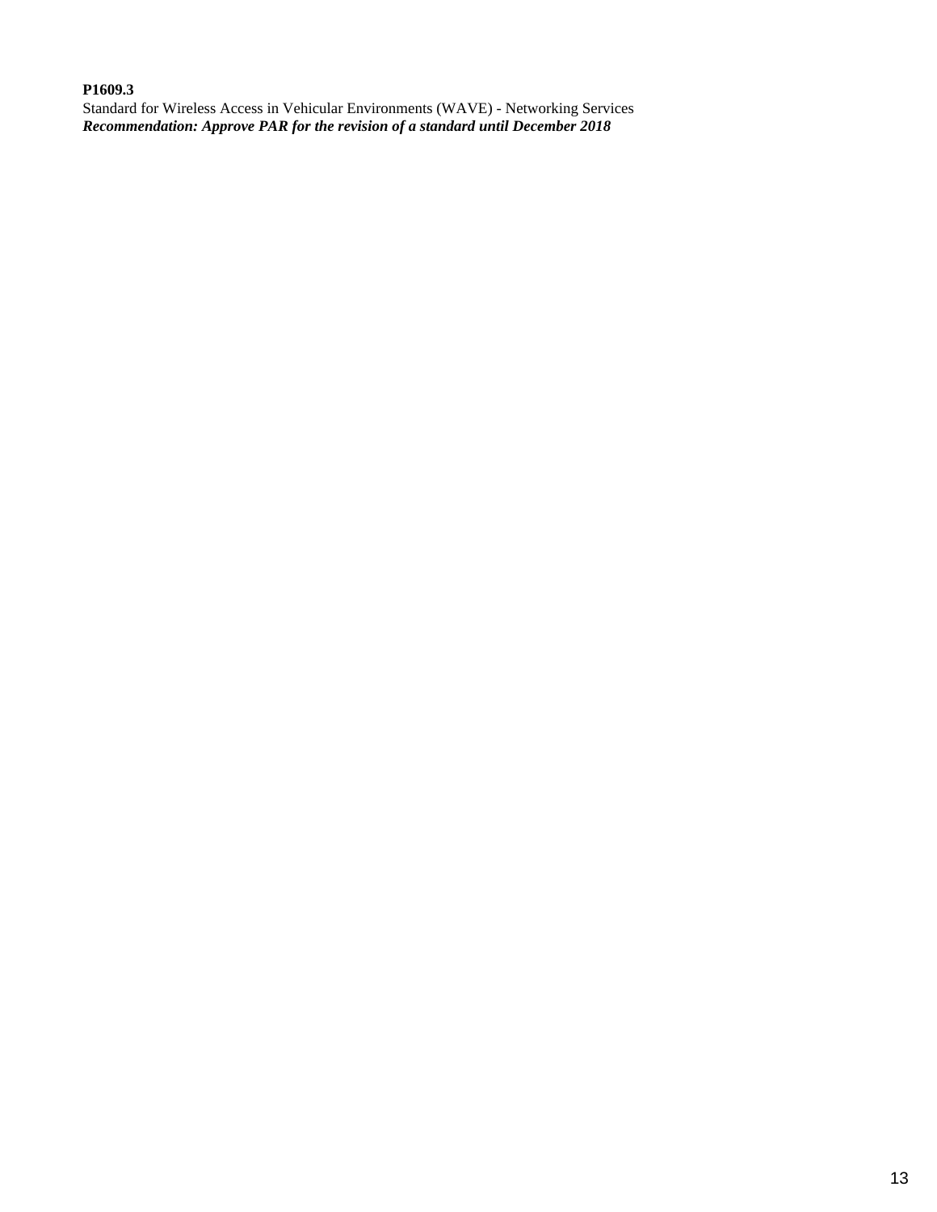**P1609.3**
Standard for Wireless Access in Vehicular Environments (WAVE) - Networking Services
***Recommendation: Approve PAR for the revision of a standard until December 2018***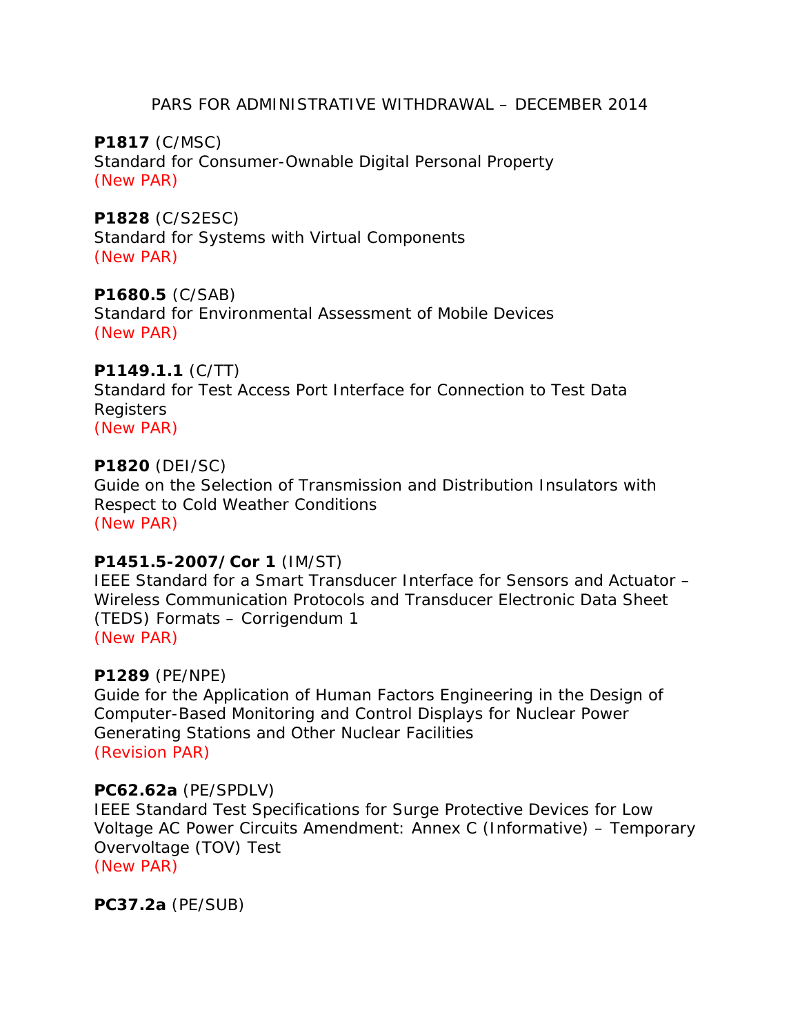PARS FOR ADMINISTRATIVE WITHDRAWAL – DECEMBER 2014

**P1817** (C/MSC)
Standard for Consumer-Ownable Digital Personal Property
(New PAR)

**P1828** (C/S2ESC)
Standard for Systems with Virtual Components
(New PAR)

**P1680.5** (C/SAB)
Standard for Environmental Assessment of Mobile Devices
(New PAR)

**P1149.1.1** (C/TT)
Standard for Test Access Port Interface for Connection to Test Data Registers
(New PAR)

**P1820** (DEI/SC)
Guide on the Selection of Transmission and Distribution Insulators with Respect to Cold Weather Conditions
(New PAR)

**P1451.5-2007/Cor 1** (IM/ST)
IEEE Standard for a Smart Transducer Interface for Sensors and Actuator – Wireless Communication Protocols and Transducer Electronic Data Sheet (TEDS) Formats – Corrigendum 1
(New PAR)

**P1289** (PE/NPE)
Guide for the Application of Human Factors Engineering in the Design of Computer-Based Monitoring and Control Displays for Nuclear Power Generating Stations and Other Nuclear Facilities
(Revision PAR)

**PC62.62a** (PE/SPDLV)
IEEE Standard Test Specifications for Surge Protective Devices for Low Voltage AC Power Circuits Amendment: Annex C (Informative) – Temporary Overvoltage (TOV) Test
(New PAR)

**PC37.2a** (PE/SUB)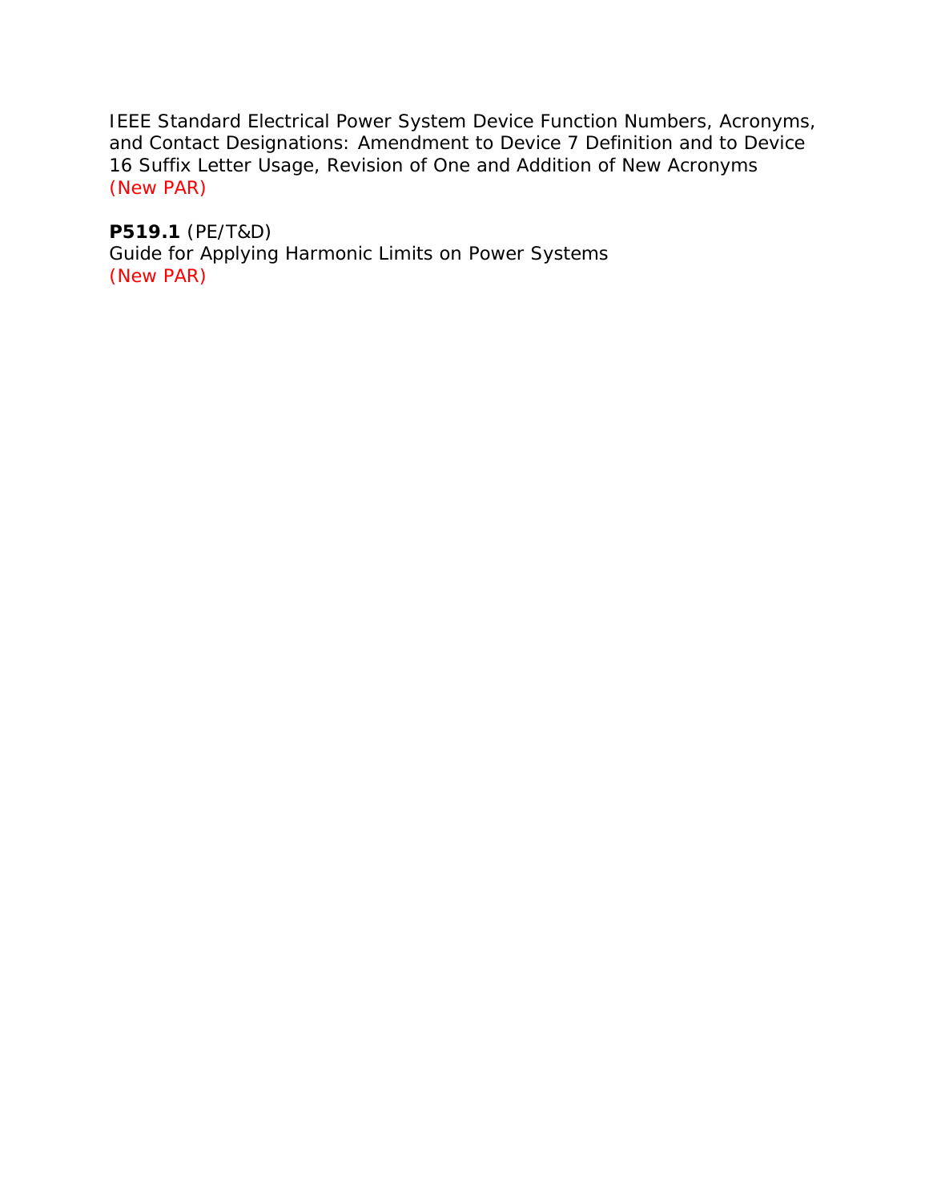IEEE Standard Electrical Power System Device Function Numbers, Acronyms, and Contact Designations: Amendment to Device 7 Definition and to Device 16 Suffix Letter Usage, Revision of One and Addition of New Acronyms
(New PAR)

**P519.1** (PE/T&D)
Guide for Applying Harmonic Limits on Power Systems
(New PAR)